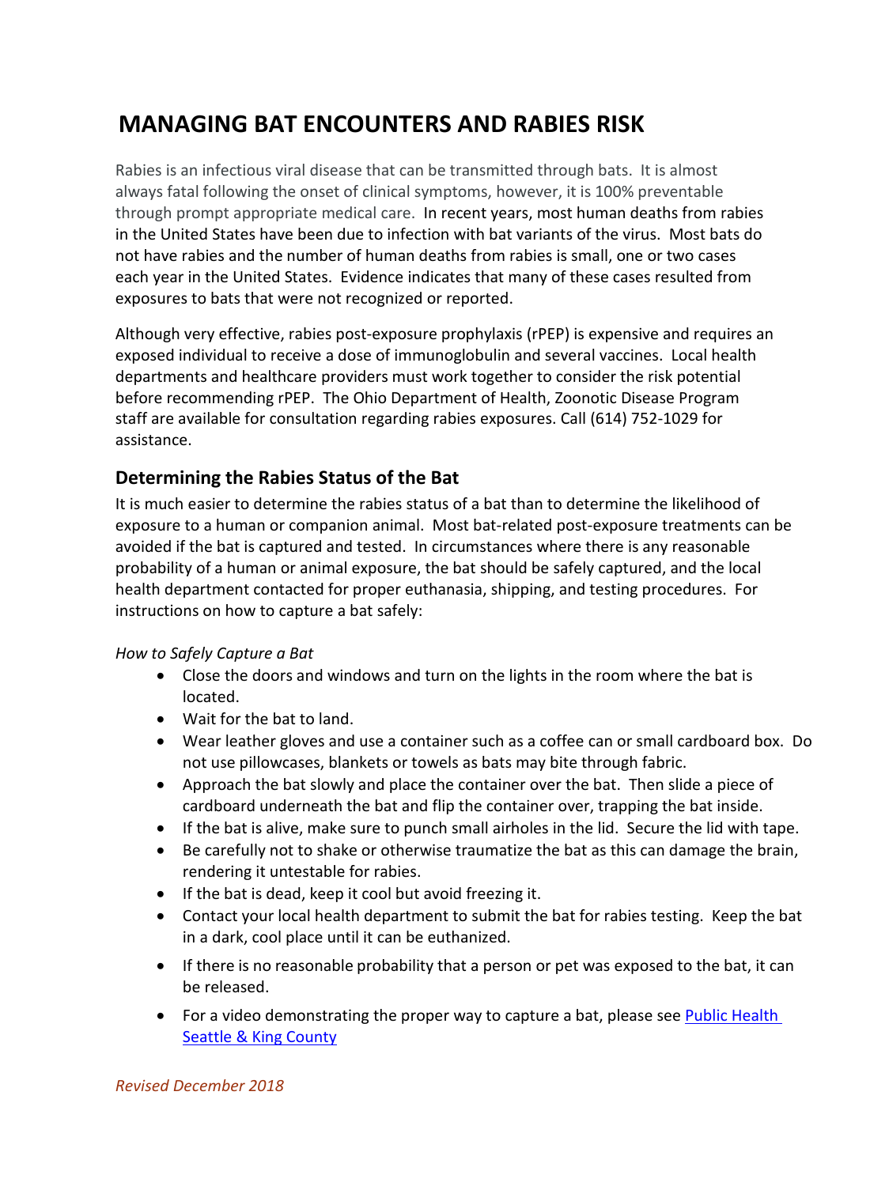# MANAGING BAT ENCOUNTERS AND RABIES RISK

Rabies is an infectious viral disease that can be transmitted through bats. It is almost always fatal following the onset of clinical symptoms, however, it is 100% preventable through prompt appropriate medical care. In recent years, most human deaths from rabies in the United States have been due to infection with bat variants of the virus. Most bats do not have rabies and the number of human deaths from rabies is small, one or two cases each year in the United States. Evidence indicates that many of these cases resulted from exposures to bats that were not recognized or reported.

Although very effective, rabies post-exposure prophylaxis (rPEP) is expensive and requires an exposed individual to receive a dose of immunoglobulin and several vaccines. Local health departments and healthcare providers must work together to consider the risk potential before recommending rPEP. The Ohio Department of Health, Zoonotic Disease Program staff are available for consultation regarding rabies exposures. Call (614) 752-1029 for assistance.

## Determining the Rabies Status of the Bat

It is much easier to determine the rabies status of a bat than to determine the likelihood of exposure to a human or companion animal. Most bat-related post-exposure treatments can be avoided if the bat is captured and tested. In circumstances where there is any reasonable probability of a human or animal exposure, the bat should be safely captured, and the local health department contacted for proper euthanasia, shipping, and testing procedures. For instructions on how to capture a bat safely:

*How to Safely Capture a Bat*

- Close the doors and windows and turn on the lights in the room where the bat is located.
- Wait for the bat to land.
- Wear leather gloves and use a container such as a coffee can or small cardboard box. Do not use pillowcases, blankets or towels as bats may bite through fabric.
- Approach the bat slowly and place the container over the bat. Then slide a piece of cardboard underneath the bat and flip the container over, trapping the bat inside.
- If the bat is alive, make sure to punch small airholes in the lid. Secure the lid with tape.
- Be carefully not to shake or otherwise traumatize the bat as this can damage the brain, rendering it untestable for rabies.
- If the bat is dead, keep it cool but avoid freezing it.
- Contact your local health department to submit the bat for rabies testing. Keep the bat in a dark, cool place until it can be euthanized.
- If there is no reasonable probability that a person or pet was exposed to the bat, it can be released.
- For a video demonstrating the proper way to capture a bat, please see [Public Health Seattle & King County]()

*Revised December 2018*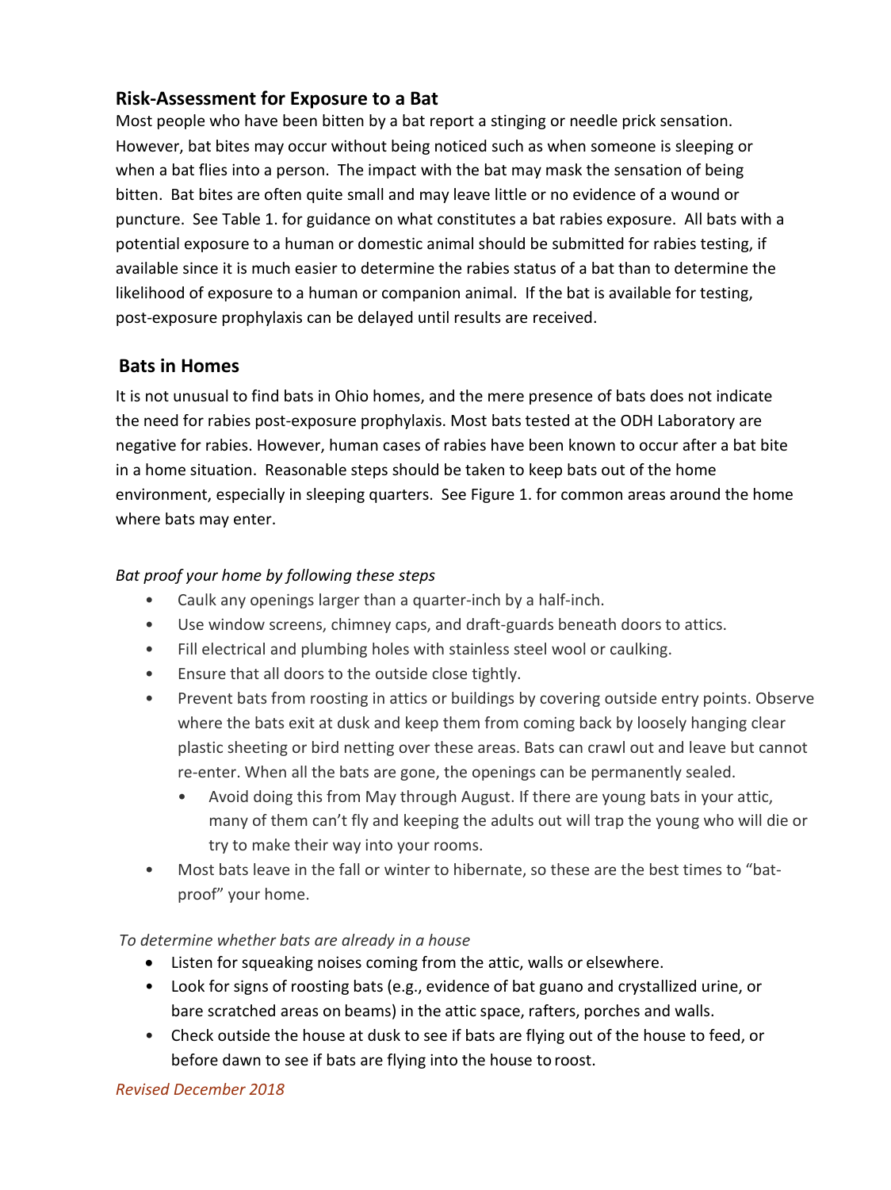## Risk-Assessment for Exposure to a Bat

Most people who have been bitten by a bat report a stinging or needle prick sensation. However, bat bites may occur without being noticed such as when someone is sleeping or when a bat flies into a person. The impact with the bat may mask the sensation of being bitten. Bat bites are often quite small and may leave little or no evidence of a wound or puncture. See Table 1. for guidance on what constitutes a bat rabies exposure. All bats with a potential exposure to a human or domestic animal should be submitted for rabies testing, if available since it is much easier to determine the rabies status of a bat than to determine the likelihood of exposure to a human or companion animal. If the bat is available for testing, post-exposure prophylaxis can be delayed until results are received.

## Bats in Homes

It is not unusual to find bats in Ohio homes, and the mere presence of bats does not indicate the need for rabies post-exposure prophylaxis. Most bats tested at the ODH Laboratory are negative for rabies. However, human cases of rabies have been known to occur after a bat bite in a home situation. Reasonable steps should be taken to keep bats out of the home environment, especially in sleeping quarters. See Figure 1. for common areas around the home where bats may enter.

*Bat proof your home by following these steps*

- Caulk any openings larger than a quarter-inch by a half-inch.
- Use window screens, chimney caps, and draft-guards beneath doors to attics.
- Fill electrical and plumbing holes with stainless steel wool or caulking.
- Ensure that all doors to the outside close tightly.
- Prevent bats from roosting in attics or buildings by covering outside entry points. Observe where the bats exit at dusk and keep them from coming back by loosely hanging clear plastic sheeting or bird netting over these areas. Bats can crawl out and leave but cannot re-enter. When all the bats are gone, the openings can be permanently sealed.
  - Avoid doing this from May through August. If there are young bats in your attic, many of them can't fly and keeping the adults out will trap the young who will die or try to make their way into your rooms.
- Most bats leave in the fall or winter to hibernate, so these are the best times to "bat-proof" your home.

*To determine whether bats are already in a house*

- Listen for squeaking noises coming from the attic, walls or elsewhere.
- Look for signs of roosting bats (e.g., evidence of bat guano and crystallized urine, or bare scratched areas on beams) in the attic space, rafters, porches and walls.
- Check outside the house at dusk to see if bats are flying out of the house to feed, or before dawn to see if bats are flying into the house to roost.

*Revised December 2018*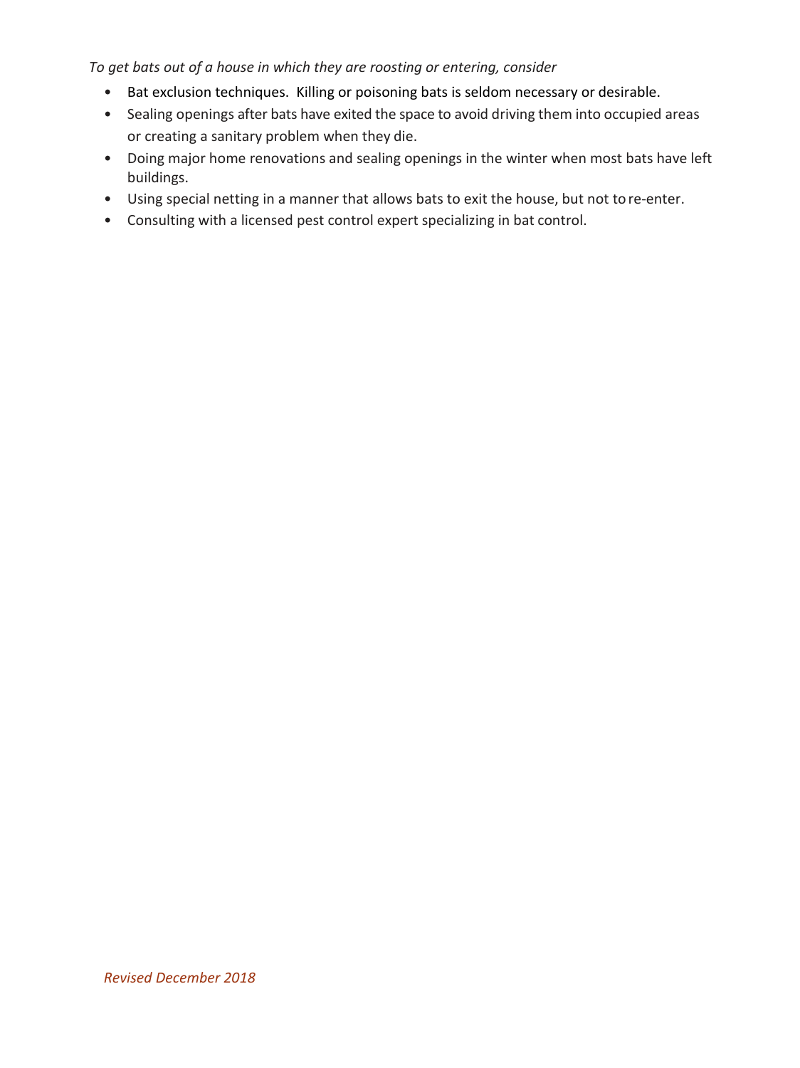*To get bats out of a house in which they are roosting or entering, consider*

- Bat exclusion techniques. Killing or poisoning bats is seldom necessary or desirable.
- Sealing openings after bats have exited the space to avoid driving them into occupied areas or creating a sanitary problem when they die.
- Doing major home renovations and sealing openings in the winter when most bats have left buildings.
- Using special netting in a manner that allows bats to exit the house, but not to re-enter.
- Consulting with a licensed pest control expert specializing in bat control.

*Revised December 2018*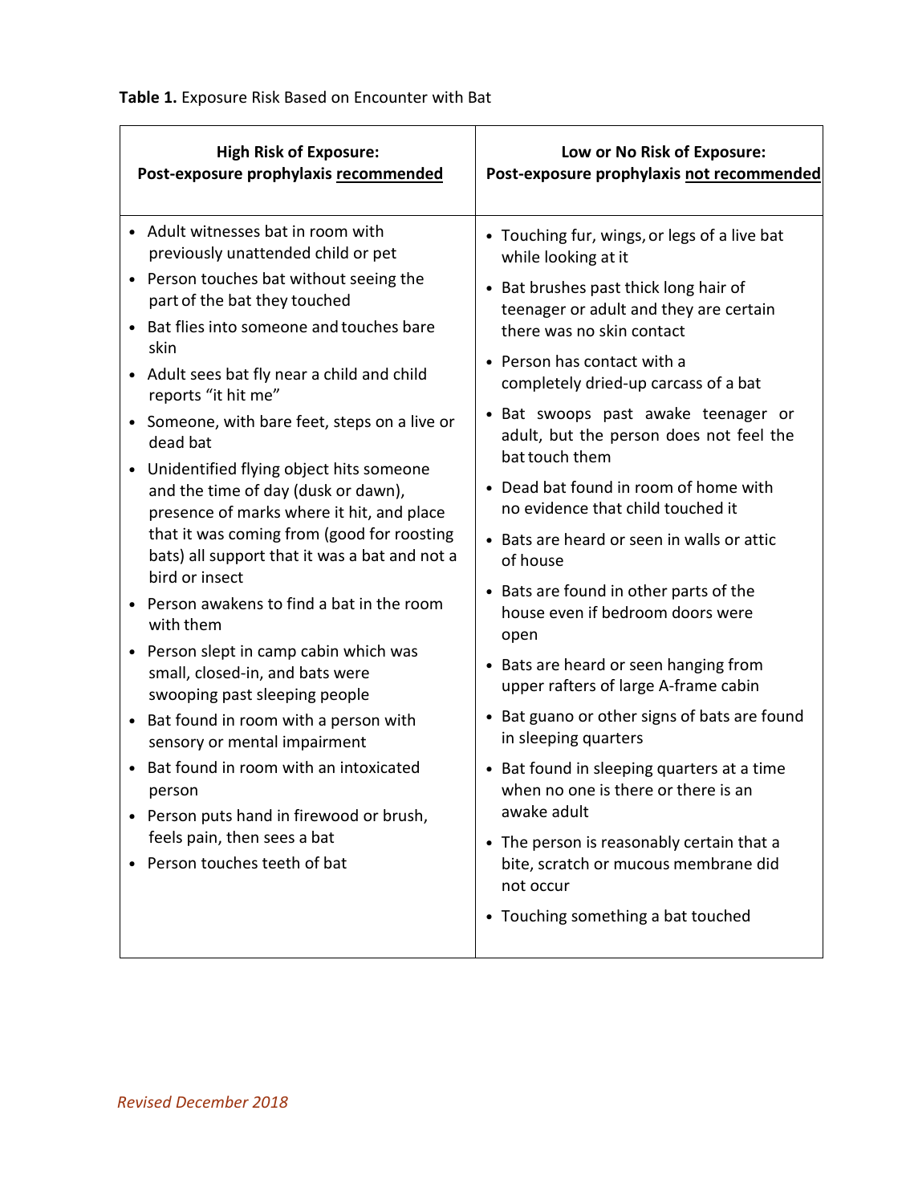**Table 1.** Exposure Risk Based on Encounter with Bat

| **High Risk of Exposure:** **Post-exposure prophylaxis recommended** | **Low or No Risk of Exposure:** **Post-exposure prophylaxis not recommended** |
|---|---|
| • Adult witnesses bat in room with previously unattended child or pet<br>• Person touches bat without seeing the part of the bat they touched<br>• Bat flies into someone and touches bare skin<br>• Adult sees bat fly near a child and child reports "it hit me"<br>• Someone, with bare feet, steps on a live or dead bat<br>• Unidentified flying object hits someone and the time of day (dusk or dawn), presence of marks where it hit, and place that it was coming from (good for roosting bats) all support that it was a bat and not a bird or insect<br>• Person awakens to find a bat in the room with them<br>• Person slept in camp cabin which was small, closed-in, and bats were swooping past sleeping people<br>• Bat found in room with a person with sensory or mental impairment<br>• Bat found in room with an intoxicated person<br>• Person puts hand in firewood or brush, feels pain, then sees a bat<br>• Person touches teeth of bat | • Touching fur, wings, or legs of a live bat while looking at it<br>• Bat brushes past thick long hair of teenager or adult and they are certain there was no skin contact<br>• Person has contact with a completely dried-up carcass of a bat<br>• Bat swoops past awake teenager or adult, but the person does not feel the bat touch them<br>• Dead bat found in room of home with no evidence that child touched it<br>• Bats are heard or seen in walls or attic of house<br>• Bats are found in other parts of the house even if bedroom doors were open<br>• Bats are heard or seen hanging from upper rafters of large A-frame cabin<br>• Bat guano or other signs of bats are found in sleeping quarters<br>• Bat found in sleeping quarters at a time when no one is there or there is an awake adult<br>• The person is reasonably certain that a bite, scratch or mucous membrane did not occur<br>• Touching something a bat touched |

*Revised December 2018*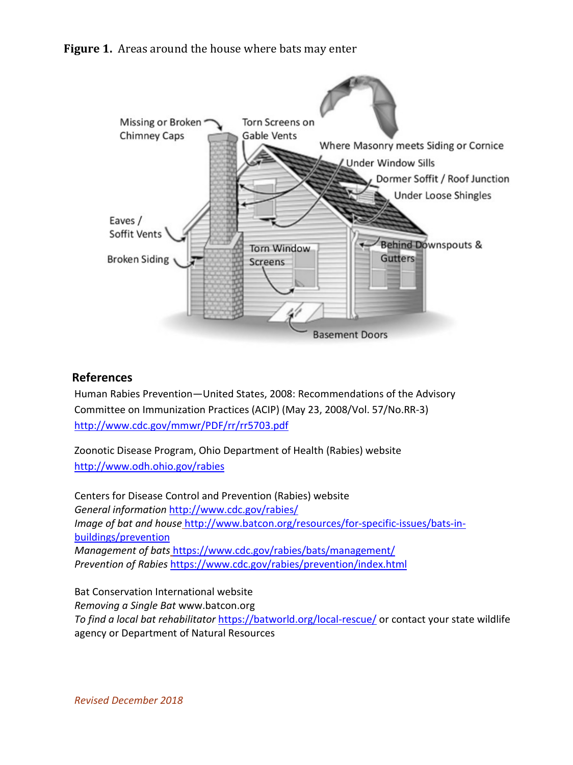**Figure 1.** Areas around the house where bats may enter

Missing or Broken Chimney Caps
Torn Screens on Gable Vents
Where Masonry meets Siding or Cornice
Under Window Sills
Dormer Soffit / Roof Junction
Under Loose Shingles
Eaves / Soffit Vents
Broken Siding
Torn Window Screens
Behind Downspouts & Gutters
Basement Doors

## References

Human Rabies Prevention—United States, 2008: Recommendations of the Advisory Committee on Immunization Practices (ACIP) (May 23, 2008/Vol. 57/No.RR-3)
http://www.cdc.gov/mmwr/PDF/rr/rr5703.pdf

Zoonotic Disease Program, Ohio Department of Health (Rabies) website
http://www.odh.ohio.gov/rabies

Centers for Disease Control and Prevention (Rabies) website
*General information* http://www.cdc.gov/rabies/
*Image of bat and house* http://www.batcon.org/resources/for-specific-issues/bats-in-buildings/prevention
*Management of bats* https://www.cdc.gov/rabies/bats/management/
*Prevention of Rabies* https://www.cdc.gov/rabies/prevention/index.html

Bat Conservation International website
*Removing a Single Bat* www.batcon.org
*To find a local bat rehabilitator* https://batworld.org/local-rescue/ or contact your state wildlife agency or Department of Natural Resources

*Revised December 2018*